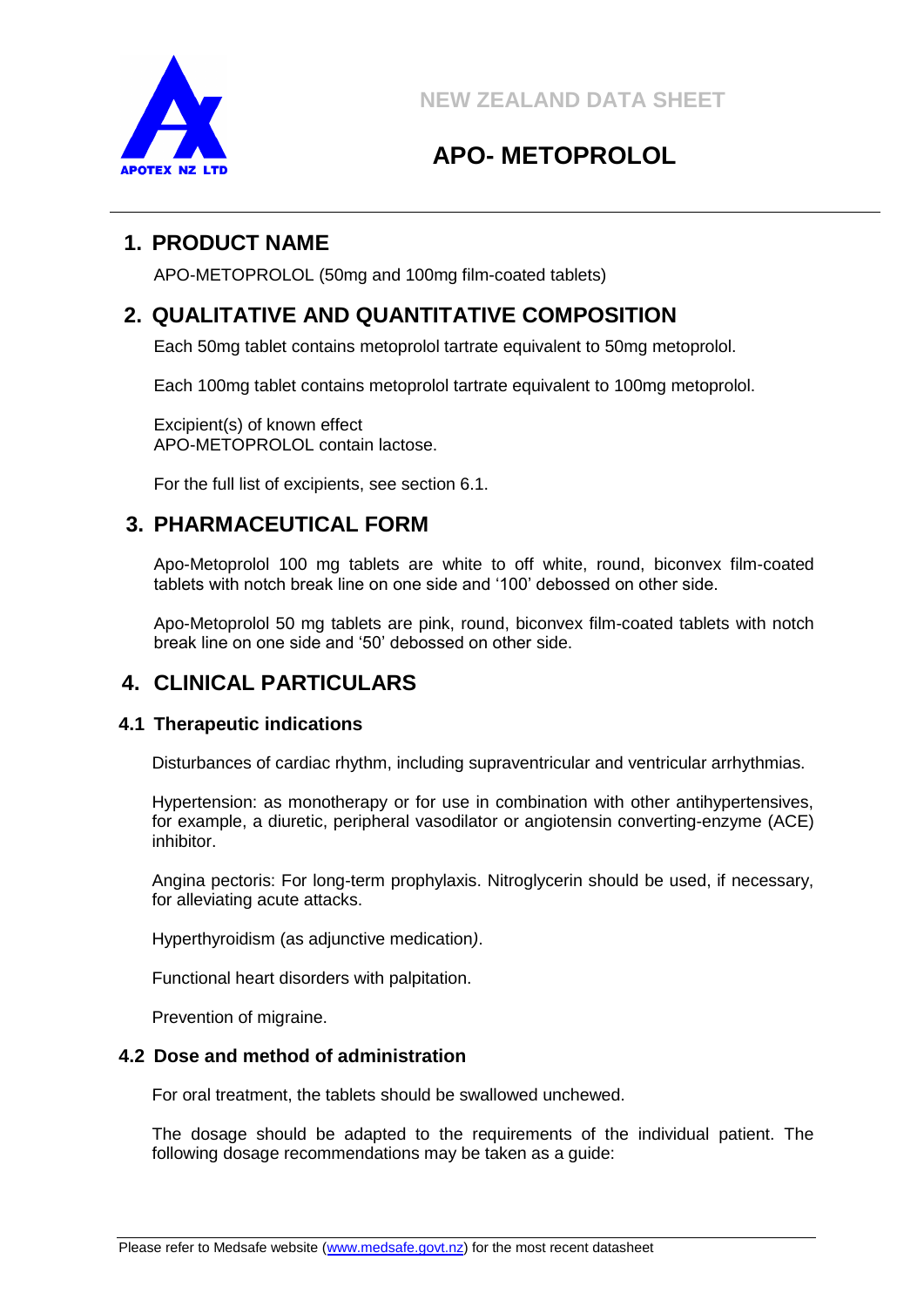NEW ZEALAND DATA SHEET

# APO- METOPROLOL

## 1. PRODUCT NAME

APO-METOPROLOL (50mg and 100mg film-coated tablets)

## 2. QUALITATIVE AND QUANTITATIVE COMPOSITION

Each 50mg tablet contains metoprolol tartrate equivalent to 50mg metoprolol.

Each 100mg tablet contains metoprolol tartrate equivalent to 100mg metoprolol.

Excipient(s) of known effect
APO-METOPROLOL contain lactose.

For the full list of excipients, see section 6.1.

## 3. PHARMACEUTICAL FORM

Apo-Metoprolol 100 mg tablets are white to off white, round, biconvex film-coated tablets with notch break line on one side and '100' debossed on other side.

Apo-Metoprolol 50 mg tablets are pink, round, biconvex film-coated tablets with notch break line on one side and '50' debossed on other side.

## 4. CLINICAL PARTICULARS

### 4.1 Therapeutic indications

Disturbances of cardiac rhythm, including supraventricular and ventricular arrhythmias.

Hypertension: as monotherapy or for use in combination with other antihypertensives, for example, a diuretic, peripheral vasodilator or angiotensin converting-enzyme (ACE) inhibitor.

Angina pectoris: For long-term prophylaxis. Nitroglycerin should be used, if necessary, for alleviating acute attacks.

Hyperthyroidism (as adjunctive medication).

Functional heart disorders with palpitation.

Prevention of migraine.

### 4.2 Dose and method of administration

For oral treatment, the tablets should be swallowed unchewed.

The dosage should be adapted to the requirements of the individual patient. The following dosage recommendations may be taken as a guide: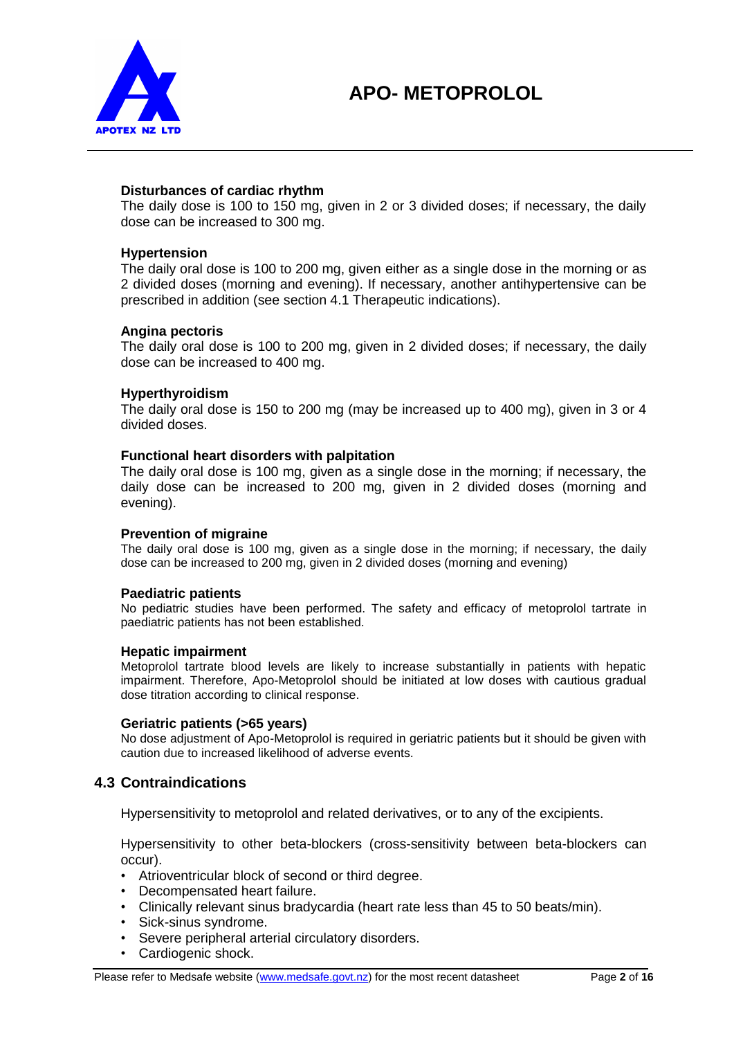**Disturbances of cardiac rhythm**

The daily dose is 100 to 150 mg, given in 2 or 3 divided doses; if necessary, the daily dose can be increased to 300 mg.

**Hypertension**

The daily oral dose is 100 to 200 mg, given either as a single dose in the morning or as 2 divided doses (morning and evening). If necessary, another antihypertensive can be prescribed in addition (see section 4.1 Therapeutic indications).

**Angina pectoris**

The daily oral dose is 100 to 200 mg, given in 2 divided doses; if necessary, the daily dose can be increased to 400 mg.

**Hyperthyroidism**

The daily oral dose is 150 to 200 mg (may be increased up to 400 mg), given in 3 or 4 divided doses.

**Functional heart disorders with palpitation**

The daily oral dose is 100 mg, given as a single dose in the morning; if necessary, the daily dose can be increased to 200 mg, given in 2 divided doses (morning and evening).

**Prevention of migraine**

The daily oral dose is 100 mg, given as a single dose in the morning; if necessary, the daily dose can be increased to 200 mg, given in 2 divided doses (morning and evening)

**Paediatric patients**

No pediatric studies have been performed. The safety and efficacy of metoprolol tartrate in paediatric patients has not been established.

**Hepatic impairment**

Metoprolol tartrate blood levels are likely to increase substantially in patients with hepatic impairment. Therefore, Apo-Metoprolol should be initiated at low doses with cautious gradual dose titration according to clinical response.

**Geriatric patients (>65 years)**

No dose adjustment of Apo-Metoprolol is required in geriatric patients but it should be given with caution due to increased likelihood of adverse events.

## 4.3 Contraindications

Hypersensitivity to metoprolol and related derivatives, or to any of the excipients.

Hypersensitivity to other beta-blockers (cross-sensitivity between beta-blockers can occur).

- Atrioventricular block of second or third degree.
- Decompensated heart failure.
- Clinically relevant sinus bradycardia (heart rate less than 45 to 50 beats/min).
- Sick-sinus syndrome.
- Severe peripheral arterial circulatory disorders.
- Cardiogenic shock.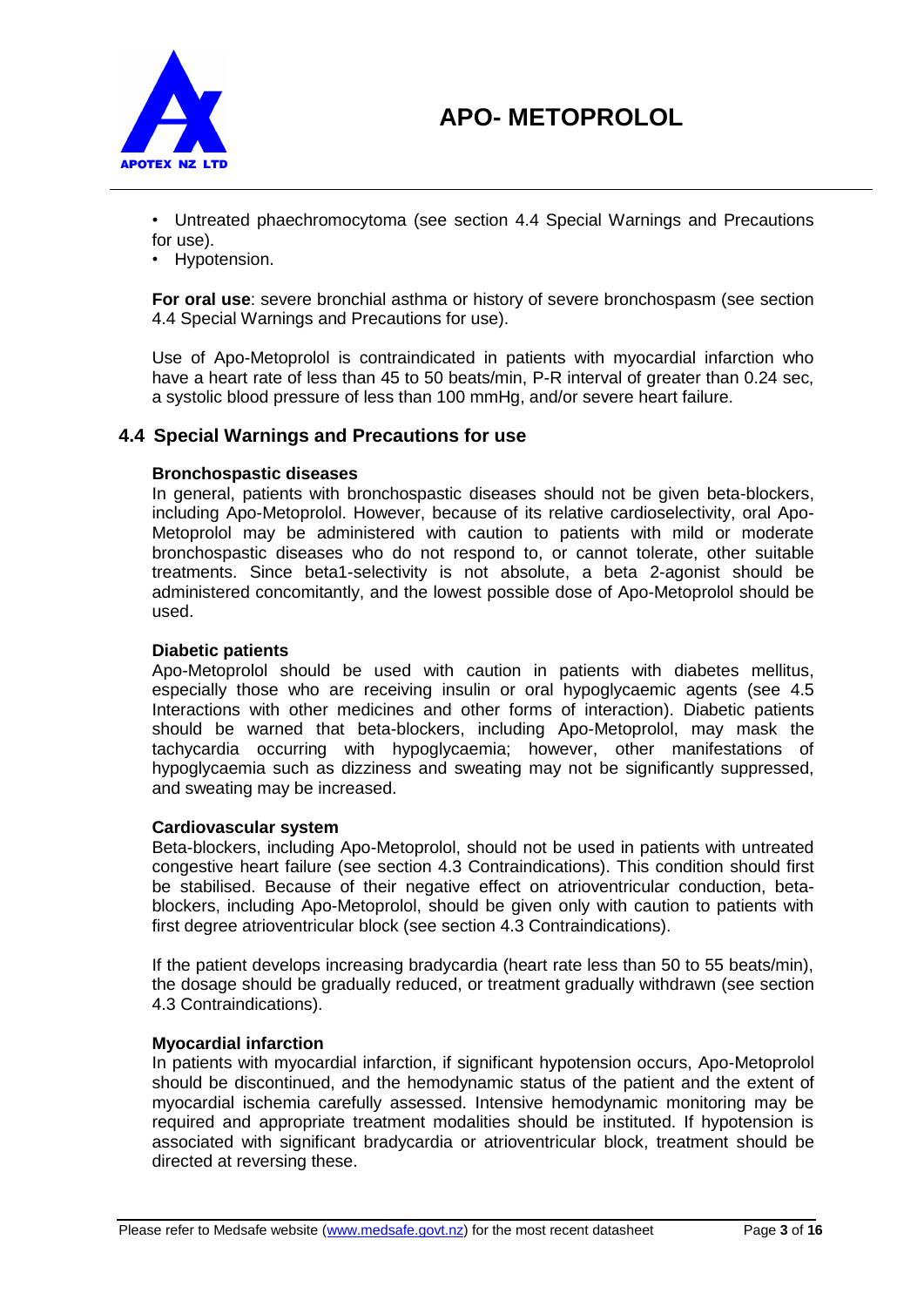- Untreated phaechromocytoma (see section 4.4 Special Warnings and Precautions for use).
- Hypotension.

**For oral use**: severe bronchial asthma or history of severe bronchospasm (see section 4.4 Special Warnings and Precautions for use).

Use of Apo-Metoprolol is contraindicated in patients with myocardial infarction who have a heart rate of less than 45 to 50 beats/min, P-R interval of greater than 0.24 sec, a systolic blood pressure of less than 100 mmHg, and/or severe heart failure.

## 4.4 Special Warnings and Precautions for use

**Bronchospastic diseases**

In general, patients with bronchospastic diseases should not be given beta-blockers, including Apo-Metoprolol. However, because of its relative cardioselectivity, oral Apo-Metoprolol may be administered with caution to patients with mild or moderate bronchospastic diseases who do not respond to, or cannot tolerate, other suitable treatments. Since beta1-selectivity is not absolute, a beta 2-agonist should be administered concomitantly, and the lowest possible dose of Apo-Metoprolol should be used.

**Diabetic patients**

Apo-Metoprolol should be used with caution in patients with diabetes mellitus, especially those who are receiving insulin or oral hypoglycaemic agents (see 4.5 Interactions with other medicines and other forms of interaction). Diabetic patients should be warned that beta-blockers, including Apo-Metoprolol, may mask the tachycardia occurring with hypoglycaemia; however, other manifestations of hypoglycaemia such as dizziness and sweating may not be significantly suppressed, and sweating may be increased.

**Cardiovascular system**

Beta-blockers, including Apo-Metoprolol, should not be used in patients with untreated congestive heart failure (see section 4.3 Contraindications). This condition should first be stabilised. Because of their negative effect on atrioventricular conduction, beta-blockers, including Apo-Metoprolol, should be given only with caution to patients with first degree atrioventricular block (see section 4.3 Contraindications).

If the patient develops increasing bradycardia (heart rate less than 50 to 55 beats/min), the dosage should be gradually reduced, or treatment gradually withdrawn (see section 4.3 Contraindications).

**Myocardial infarction**

In patients with myocardial infarction, if significant hypotension occurs, Apo-Metoprolol should be discontinued, and the hemodynamic status of the patient and the extent of myocardial ischemia carefully assessed. Intensive hemodynamic monitoring may be required and appropriate treatment modalities should be instituted. If hypotension is associated with significant bradycardia or atrioventricular block, treatment should be directed at reversing these.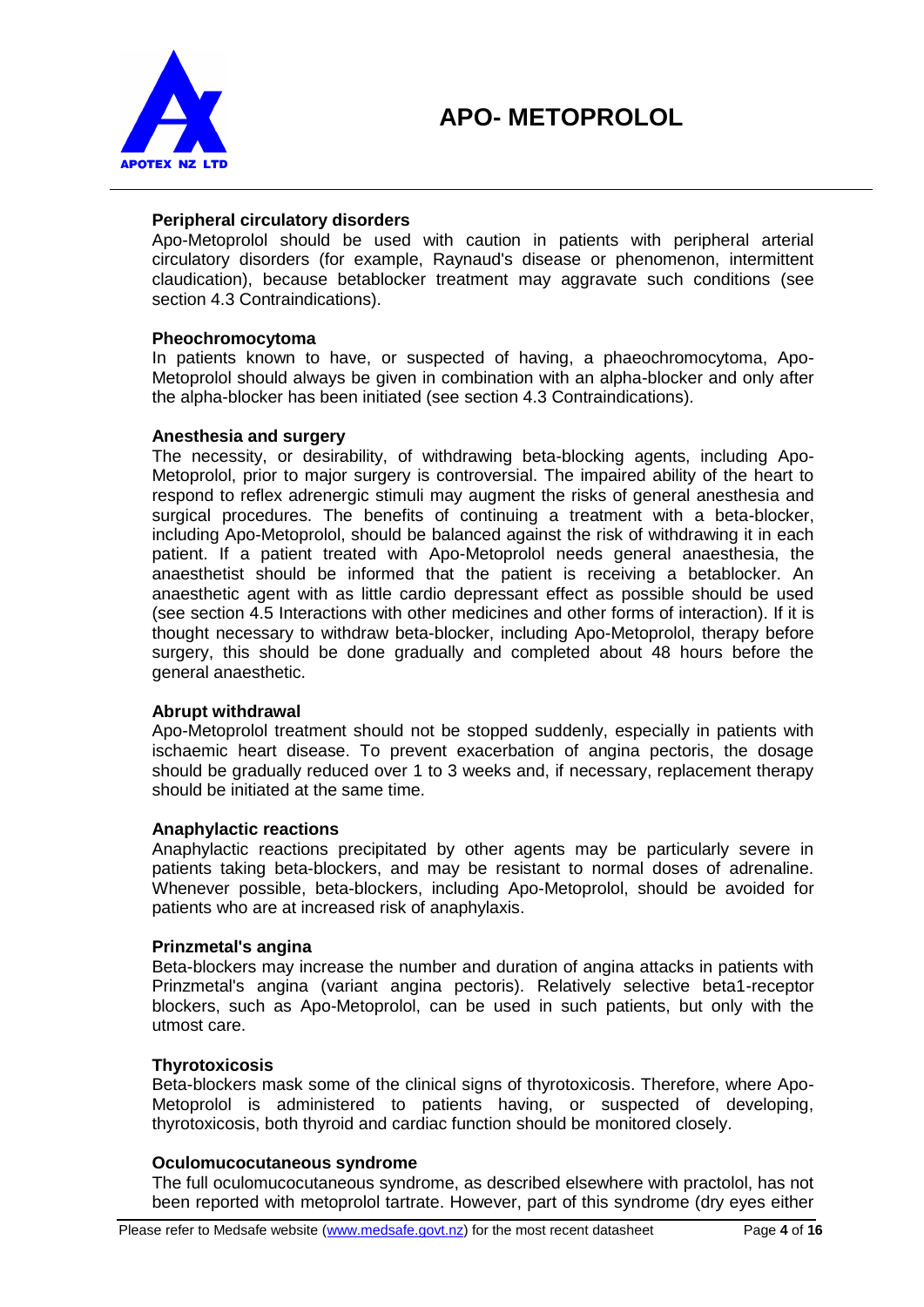### Peripheral circulatory disorders

Apo-Metoprolol should be used with caution in patients with peripheral arterial circulatory disorders (for example, Raynaud's disease or phenomenon, intermittent claudication), because betablocker treatment may aggravate such conditions (see section 4.3 Contraindications).

### Pheochromocytoma

In patients known to have, or suspected of having, a phaeochromocytoma, Apo-Metoprolol should always be given in combination with an alpha-blocker and only after the alpha-blocker has been initiated (see section 4.3 Contraindications).

### Anesthesia and surgery

The necessity, or desirability, of withdrawing beta-blocking agents, including Apo-Metoprolol, prior to major surgery is controversial. The impaired ability of the heart to respond to reflex adrenergic stimuli may augment the risks of general anesthesia and surgical procedures. The benefits of continuing a treatment with a beta-blocker, including Apo-Metoprolol, should be balanced against the risk of withdrawing it in each patient. If a patient treated with Apo-Metoprolol needs general anaesthesia, the anaesthetist should be informed that the patient is receiving a betablocker. An anaesthetic agent with as little cardio depressant effect as possible should be used (see section 4.5 Interactions with other medicines and other forms of interaction). If it is thought necessary to withdraw beta-blocker, including Apo-Metoprolol, therapy before surgery, this should be done gradually and completed about 48 hours before the general anaesthetic.

### Abrupt withdrawal

Apo-Metoprolol treatment should not be stopped suddenly, especially in patients with ischaemic heart disease. To prevent exacerbation of angina pectoris, the dosage should be gradually reduced over 1 to 3 weeks and, if necessary, replacement therapy should be initiated at the same time.

### Anaphylactic reactions

Anaphylactic reactions precipitated by other agents may be particularly severe in patients taking beta-blockers, and may be resistant to normal doses of adrenaline. Whenever possible, beta-blockers, including Apo-Metoprolol, should be avoided for patients who are at increased risk of anaphylaxis.

### Prinzmetal's angina

Beta-blockers may increase the number and duration of angina attacks in patients with Prinzmetal's angina (variant angina pectoris). Relatively selective beta1-receptor blockers, such as Apo-Metoprolol, can be used in such patients, but only with the utmost care.

### Thyrotoxicosis

Beta-blockers mask some of the clinical signs of thyrotoxicosis. Therefore, where Apo-Metoprolol is administered to patients having, or suspected of developing, thyrotoxicosis, both thyroid and cardiac function should be monitored closely.

### Oculomucocutaneous syndrome

The full oculomucocutaneous syndrome, as described elsewhere with practolol, has not been reported with metoprolol tartrate. However, part of this syndrome (dry eyes either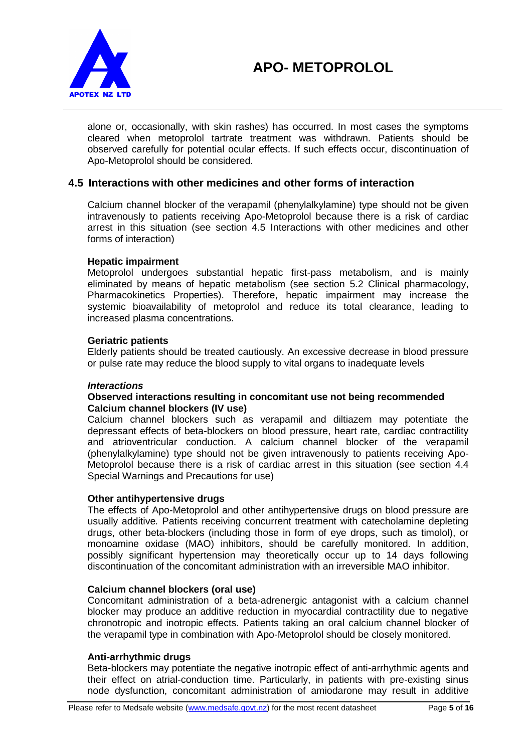alone or, occasionally, with skin rashes) has occurred. In most cases the symptoms cleared when metoprolol tartrate treatment was withdrawn. Patients should be observed carefully for potential ocular effects. If such effects occur, discontinuation of Apo-Metoprolol should be considered.

## 4.5 Interactions with other medicines and other forms of interaction

Calcium channel blocker of the verapamil (phenylalkylamine) type should not be given intravenously to patients receiving Apo-Metoprolol because there is a risk of cardiac arrest in this situation (see section 4.5 Interactions with other medicines and other forms of interaction)

**Hepatic impairment**
Metoprolol undergoes substantial hepatic first-pass metabolism, and is mainly eliminated by means of hepatic metabolism (see section 5.2 Clinical pharmacology, Pharmacokinetics Properties). Therefore, hepatic impairment may increase the systemic bioavailability of metoprolol and reduce its total clearance, leading to increased plasma concentrations.

**Geriatric patients**
Elderly patients should be treated cautiously. An excessive decrease in blood pressure or pulse rate may reduce the blood supply to vital organs to inadequate levels

***Interactions***

**Observed interactions resulting in concomitant use not being recommended**
**Calcium channel blockers (IV use)**
Calcium channel blockers such as verapamil and diltiazem may potentiate the depressant effects of beta-blockers on blood pressure, heart rate, cardiac contractility and atrioventricular conduction. A calcium channel blocker of the verapamil (phenylalkylamine) type should not be given intravenously to patients receiving Apo-Metoprolol because there is a risk of cardiac arrest in this situation (see section 4.4 Special Warnings and Precautions for use)

**Other antihypertensive drugs**
The effects of Apo-Metoprolol and other antihypertensive drugs on blood pressure are usually additive*.* Patients receiving concurrent treatment with catecholamine depleting drugs, other beta-blockers (including those in form of eye drops, such as timolol), or monoamine oxidase (MAO) inhibitors, should be carefully monitored. In addition, possibly significant hypertension may theoretically occur up to 14 days following discontinuation of the concomitant administration with an irreversible MAO inhibitor.

**Calcium channel blockers (oral use)**
Concomitant administration of a beta-adrenergic antagonist with a calcium channel blocker may produce an additive reduction in myocardial contractility due to negative chronotropic and inotropic effects. Patients taking an oral calcium channel blocker of the verapamil type in combination with Apo-Metoprolol should be closely monitored.

**Anti-arrhythmic drugs**
Beta-blockers may potentiate the negative inotropic effect of anti-arrhythmic agents and their effect on atrial-conduction time. Particularly, in patients with pre-existing sinus node dysfunction, concomitant administration of amiodarone may result in additive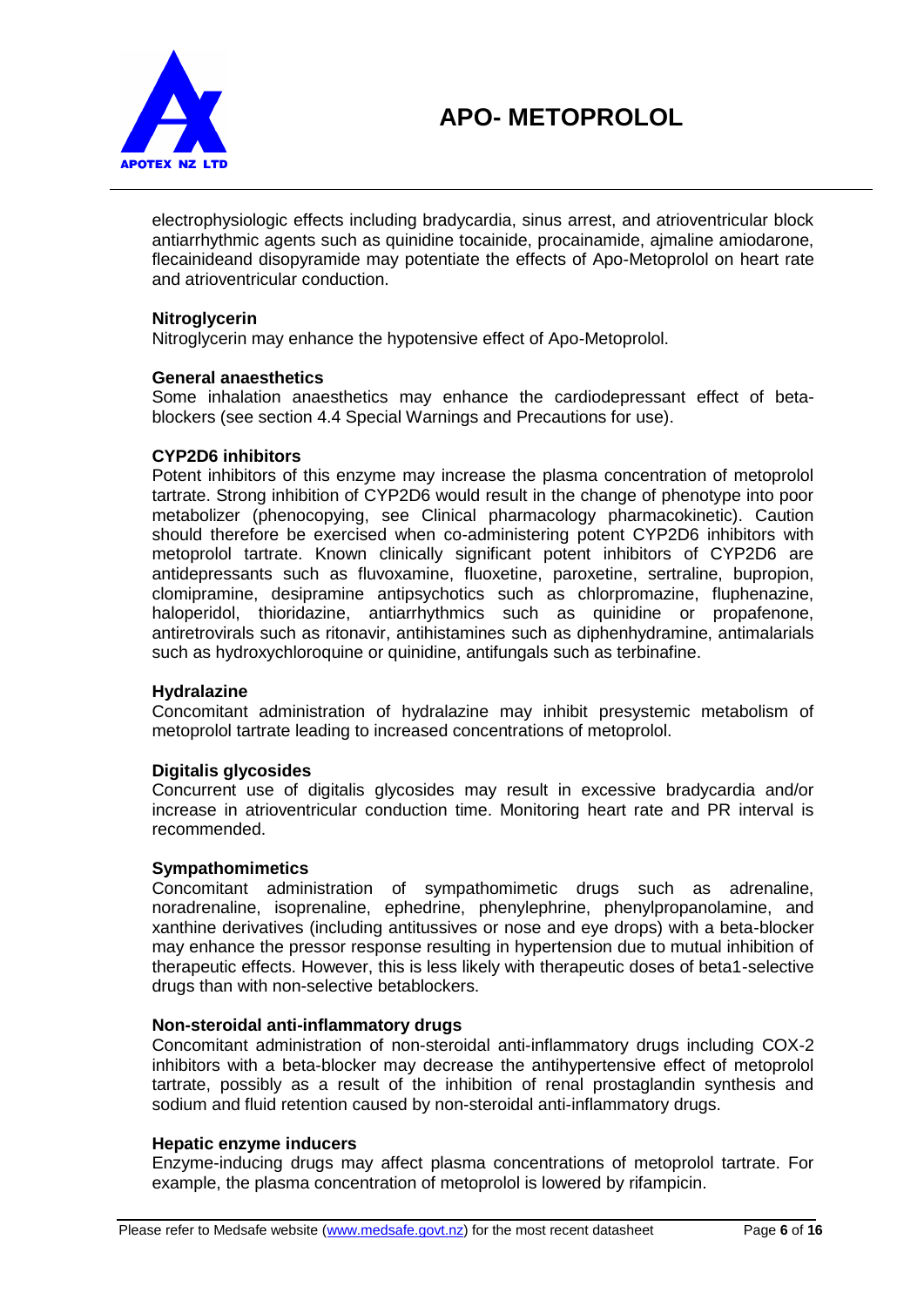electrophysiologic effects including bradycardia, sinus arrest, and atrioventricular block antiarrhythmic agents such as quinidine tocainide, procainamide, ajmaline amiodarone, flecainideand disopyramide may potentiate the effects of Apo-Metoprolol on heart rate and atrioventricular conduction.

**Nitroglycerin**

Nitroglycerin may enhance the hypotensive effect of Apo-Metoprolol.

**General anaesthetics**

Some inhalation anaesthetics may enhance the cardiodepressant effect of beta-blockers (see section 4.4 Special Warnings and Precautions for use).

**CYP2D6 inhibitors**

Potent inhibitors of this enzyme may increase the plasma concentration of metoprolol tartrate. Strong inhibition of CYP2D6 would result in the change of phenotype into poor metabolizer (phenocopying, see Clinical pharmacology pharmacokinetic). Caution should therefore be exercised when co-administering potent CYP2D6 inhibitors with metoprolol tartrate. Known clinically significant potent inhibitors of CYP2D6 are antidepressants such as fluvoxamine, fluoxetine, paroxetine, sertraline, bupropion, clomipramine, desipramine antipsychotics such as chlorpromazine, fluphenazine, haloperidol, thioridazine, antiarrhythmics such as quinidine or propafenone, antiretrovirals such as ritonavir, antihistamines such as diphenhydramine, antimalarials such as hydroxychloroquine or quinidine, antifungals such as terbinafine.

**Hydralazine**

Concomitant administration of hydralazine may inhibit presystemic metabolism of metoprolol tartrate leading to increased concentrations of metoprolol.

**Digitalis glycosides**

Concurrent use of digitalis glycosides may result in excessive bradycardia and/or increase in atrioventricular conduction time. Monitoring heart rate and PR interval is recommended.

**Sympathomimetics**

Concomitant administration of sympathomimetic drugs such as adrenaline, noradrenaline, isoprenaline, ephedrine, phenylephrine, phenylpropanolamine, and xanthine derivatives (including antitussives or nose and eye drops) with a beta-blocker may enhance the pressor response resulting in hypertension due to mutual inhibition of therapeutic effects. However, this is less likely with therapeutic doses of beta1-selective drugs than with non-selective betablockers.

**Non-steroidal anti-inflammatory drugs**

Concomitant administration of non-steroidal anti-inflammatory drugs including COX-2 inhibitors with a beta-blocker may decrease the antihypertensive effect of metoprolol tartrate, possibly as a result of the inhibition of renal prostaglandin synthesis and sodium and fluid retention caused by non-steroidal anti-inflammatory drugs.

**Hepatic enzyme inducers**

Enzyme-inducing drugs may affect plasma concentrations of metoprolol tartrate. For example, the plasma concentration of metoprolol is lowered by rifampicin.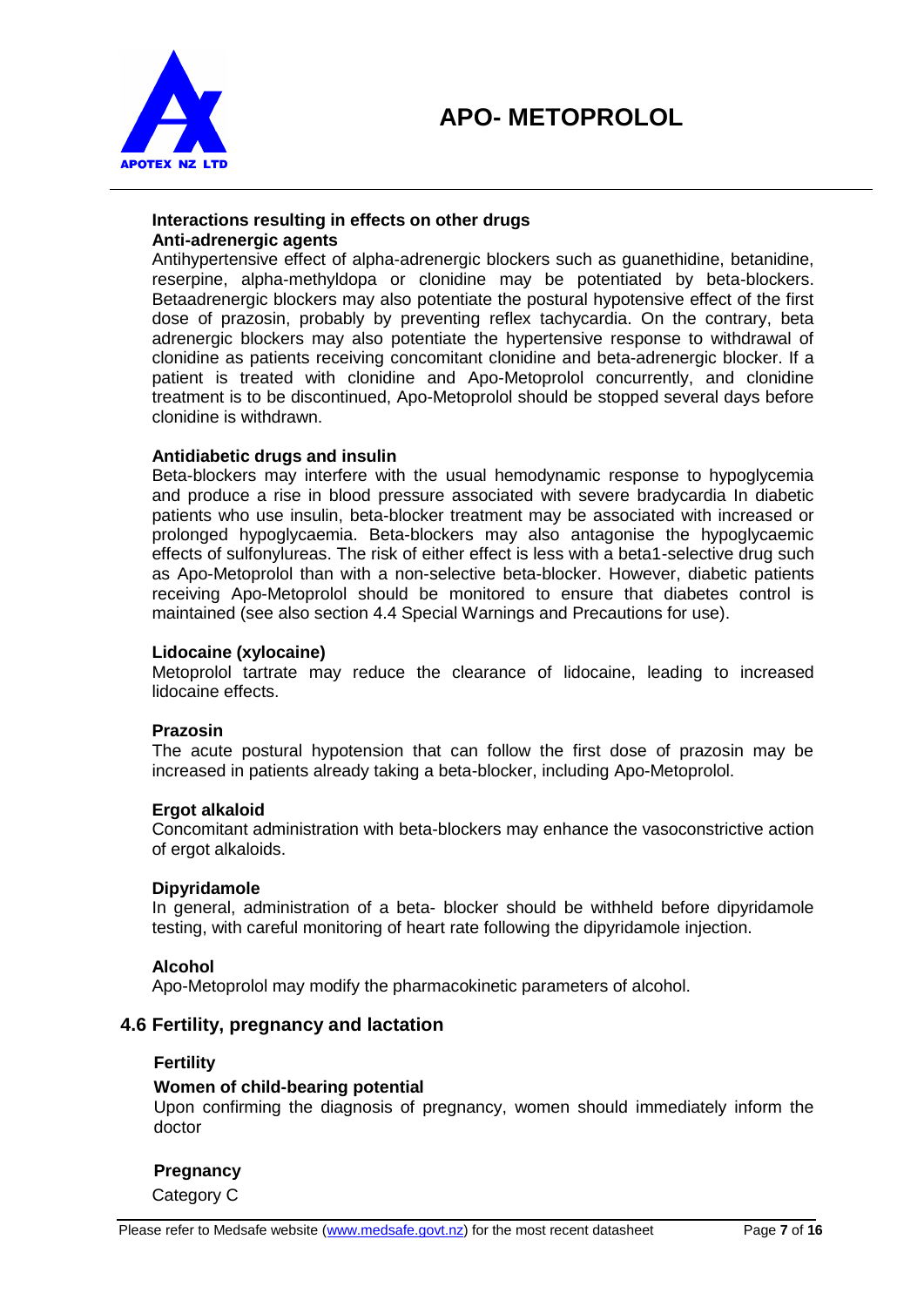**Interactions resulting in effects on other drugs**

**Anti-adrenergic agents**

Antihypertensive effect of alpha-adrenergic blockers such as guanethidine, betanidine, reserpine, alpha-methyldopa or clonidine may be potentiated by beta-blockers. Betaadrenergic blockers may also potentiate the postural hypotensive effect of the first dose of prazosin, probably by preventing reflex tachycardia. On the contrary, beta adrenergic blockers may also potentiate the hypertensive response to withdrawal of clonidine as patients receiving concomitant clonidine and beta-adrenergic blocker. If a patient is treated with clonidine and Apo-Metoprolol concurrently, and clonidine treatment is to be discontinued, Apo-Metoprolol should be stopped several days before clonidine is withdrawn.

**Antidiabetic drugs and insulin**

Beta-blockers may interfere with the usual hemodynamic response to hypoglycemia and produce a rise in blood pressure associated with severe bradycardia In diabetic patients who use insulin, beta-blocker treatment may be associated with increased or prolonged hypoglycaemia. Beta-blockers may also antagonise the hypoglycaemic effects of sulfonylureas. The risk of either effect is less with a beta1-selective drug such as Apo-Metoprolol than with a non-selective beta-blocker. However, diabetic patients receiving Apo-Metoprolol should be monitored to ensure that diabetes control is maintained (see also section 4.4 Special Warnings and Precautions for use).

**Lidocaine (xylocaine)**

Metoprolol tartrate may reduce the clearance of lidocaine, leading to increased lidocaine effects.

**Prazosin**

The acute postural hypotension that can follow the first dose of prazosin may be increased in patients already taking a beta-blocker, including Apo-Metoprolol.

**Ergot alkaloid**

Concomitant administration with beta-blockers may enhance the vasoconstrictive action of ergot alkaloids.

**Dipyridamole**

In general, administration of a beta- blocker should be withheld before dipyridamole testing, with careful monitoring of heart rate following the dipyridamole injection.

**Alcohol**

Apo-Metoprolol may modify the pharmacokinetic parameters of alcohol.

## 4.6 Fertility, pregnancy and lactation

**Fertility**

**Women of child-bearing potential**

Upon confirming the diagnosis of pregnancy, women should immediately inform the doctor

**Pregnancy**

Category C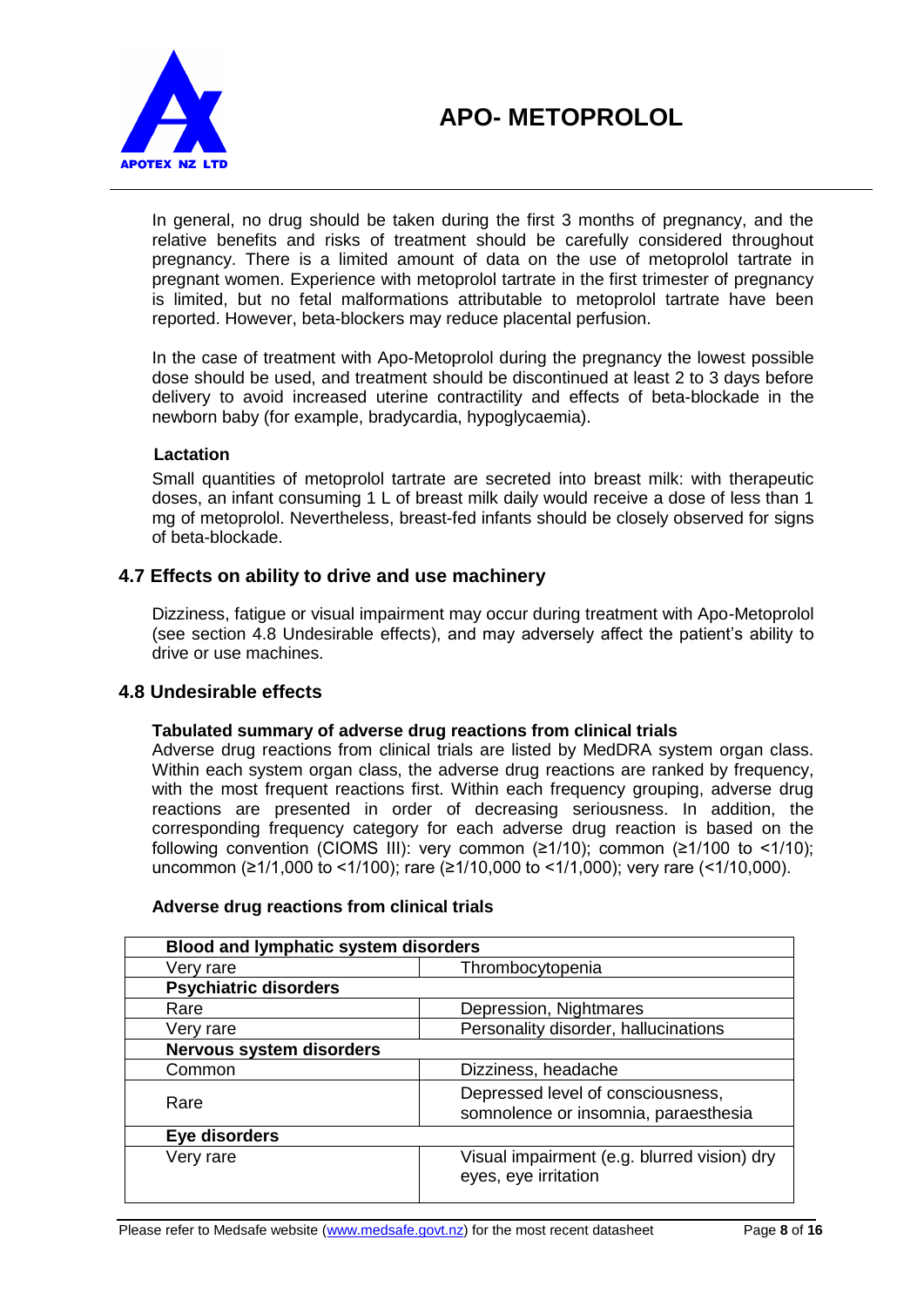In general, no drug should be taken during the first 3 months of pregnancy, and the relative benefits and risks of treatment should be carefully considered throughout pregnancy. There is a limited amount of data on the use of metoprolol tartrate in pregnant women. Experience with metoprolol tartrate in the first trimester of pregnancy is limited, but no fetal malformations attributable to metoprolol tartrate have been reported. However, beta-blockers may reduce placental perfusion.

In the case of treatment with Apo-Metoprolol during the pregnancy the lowest possible dose should be used, and treatment should be discontinued at least 2 to 3 days before delivery to avoid increased uterine contractility and effects of beta-blockade in the newborn baby (for example, bradycardia, hypoglycaemia).

**Lactation**

Small quantities of metoprolol tartrate are secreted into breast milk: with therapeutic doses, an infant consuming 1 L of breast milk daily would receive a dose of less than 1 mg of metoprolol. Nevertheless, breast-fed infants should be closely observed for signs of beta-blockade.

## 4.7 Effects on ability to drive and use machinery

Dizziness, fatigue or visual impairment may occur during treatment with Apo-Metoprolol (see section 4.8 Undesirable effects), and may adversely affect the patient's ability to drive or use machines.

## 4.8 Undesirable effects

**Tabulated summary of adverse drug reactions from clinical trials**

Adverse drug reactions from clinical trials are listed by MedDRA system organ class. Within each system organ class, the adverse drug reactions are ranked by frequency, with the most frequent reactions first. Within each frequency grouping, adverse drug reactions are presented in order of decreasing seriousness. In addition, the corresponding frequency category for each adverse drug reaction is based on the following convention (CIOMS III): very common (≥1/10); common (≥1/100 to <1/10); uncommon (≥1/1,000 to <1/100); rare (≥1/10,000 to <1/1,000); very rare (<1/10,000).

**Adverse drug reactions from clinical trials**

| **Blood and lymphatic system disorders** | |
|---|---|
| Very rare | Thrombocytopenia |
| **Psychiatric disorders** | |
| Rare | Depression, Nightmares |
| Very rare | Personality disorder, hallucinations |
| **Nervous system disorders** | |
| Common | Dizziness, headache |
| Rare | Depressed level of consciousness, somnolence or insomnia, paraesthesia |
| **Eye disorders** | |
| Very rare | Visual impairment (e.g. blurred vision) dry eyes, eye irritation |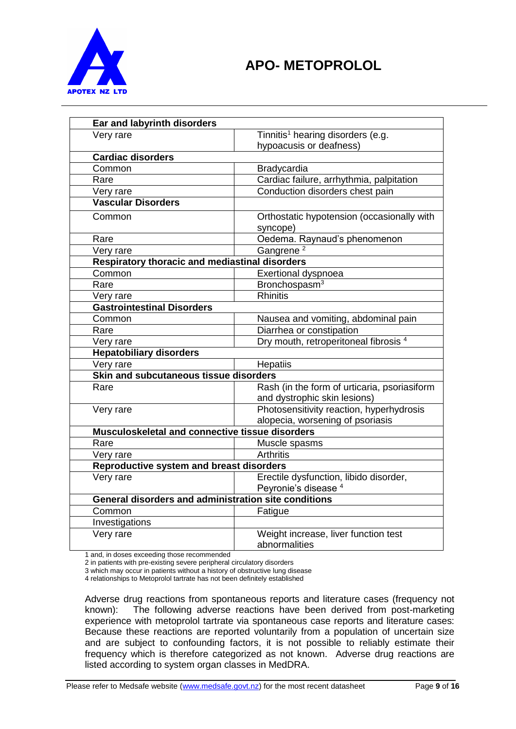| Ear and labyrinth disorders | |
|---|---|
| Very rare | Tinnitis[1] hearing disorders (e.g. hypoacusis or deafness) |
| **Cardiac disorders** | |
| Common | Bradycardia |
| Rare | Cardiac failure, arrhythmia, palpitation |
| Very rare | Conduction disorders chest pain |
| **Vascular Disorders** | |
| Common | Orthostatic hypotension (occasionally with syncope) |
| Rare | Oedema. Raynaud's phenomenon |
| Very rare | Gangrene [2] |
| **Respiratory thoracic and mediastinal disorders** | |
| Common | Exertional dyspnoea |
| Rare | Bronchospasm[3] |
| Very rare | Rhinitis |
| **Gastrointestinal Disorders** | |
| Common | Nausea and vomiting, abdominal pain |
| Rare | Diarrhea or constipation |
| Very rare | Dry mouth, retroperitoneal fibrosis [4] |
| **Hepatobiliary disorders** | |
| Very rare | Hepatiis |
| **Skin and subcutaneous tissue disorders** | |
| Rare | Rash (in the form of urticaria, psoriasiform and dystrophic skin lesions) |
| Very rare | Photosensitivity reaction, hyperhydrosis alopecia, worsening of psoriasis |
| **Musculoskeletal and connective tissue disorders** | |
| Rare | Muscle spasms |
| Very rare | Arthritis |
| **Reproductive system and breast disorders** | |
| Very rare | Erectile dysfunction, libido disorder, Peyronie's disease [4] |
| **General disorders and administration site conditions** | |
| Common | Fatigue |
| Investigations | |
| Very rare | Weight increase, liver function test abnormalities |

1 and, in doses exceeding those recommended

2 in patients with pre-existing severe peripheral circulatory disorders

3 which may occur in patients without a history of obstructive lung disease

4 relationships to Metoprolol tartrate has not been definitely established

Adverse drug reactions from spontaneous reports and literature cases (frequency not known): The following adverse reactions have been derived from post-marketing experience with metoprolol tartrate via spontaneous case reports and literature cases: Because these reactions are reported voluntarily from a population of uncertain size and are subject to confounding factors, it is not possible to reliably estimate their frequency which is therefore categorized as not known. Adverse drug reactions are listed according to system organ classes in MedDRA.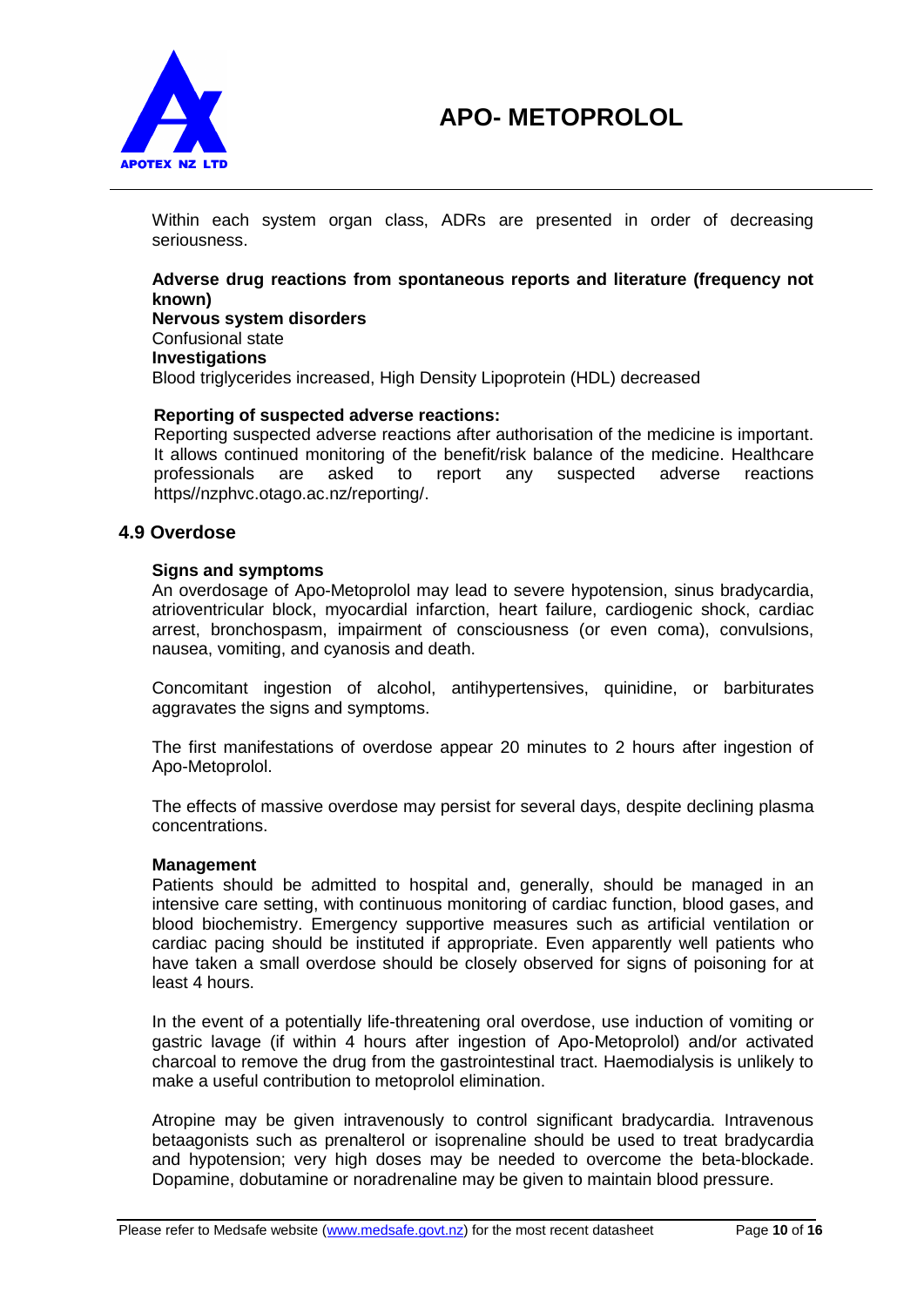Within each system organ class, ADRs are presented in order of decreasing seriousness.

**Adverse drug reactions from spontaneous reports and literature (frequency not known)**

**Nervous system disorders**

Confusional state

**Investigations**

Blood triglycerides increased, High Density Lipoprotein (HDL) decreased

**Reporting of suspected adverse reactions:**

Reporting suspected adverse reactions after authorisation of the medicine is important. It allows continued monitoring of the benefit/risk balance of the medicine. Healthcare professionals are asked to report any suspected adverse reactions https//nzphvc.otago.ac.nz/reporting/.

## 4.9 Overdose

**Signs and symptoms**

An overdosage of Apo-Metoprolol may lead to severe hypotension, sinus bradycardia, atrioventricular block, myocardial infarction, heart failure, cardiogenic shock, cardiac arrest, bronchospasm, impairment of consciousness (or even coma), convulsions, nausea, vomiting, and cyanosis and death.

Concomitant ingestion of alcohol, antihypertensives, quinidine, or barbiturates aggravates the signs and symptoms.

The first manifestations of overdose appear 20 minutes to 2 hours after ingestion of Apo-Metoprolol.

The effects of massive overdose may persist for several days, despite declining plasma concentrations.

**Management**

Patients should be admitted to hospital and, generally, should be managed in an intensive care setting, with continuous monitoring of cardiac function, blood gases, and blood biochemistry. Emergency supportive measures such as artificial ventilation or cardiac pacing should be instituted if appropriate. Even apparently well patients who have taken a small overdose should be closely observed for signs of poisoning for at least 4 hours.

In the event of a potentially life-threatening oral overdose, use induction of vomiting or gastric lavage (if within 4 hours after ingestion of Apo-Metoprolol) and/or activated charcoal to remove the drug from the gastrointestinal tract. Haemodialysis is unlikely to make a useful contribution to metoprolol elimination.

Atropine may be given intravenously to control significant bradycardia. Intravenous betaagonists such as prenalterol or isoprenaline should be used to treat bradycardia and hypotension; very high doses may be needed to overcome the beta-blockade. Dopamine, dobutamine or noradrenaline may be given to maintain blood pressure.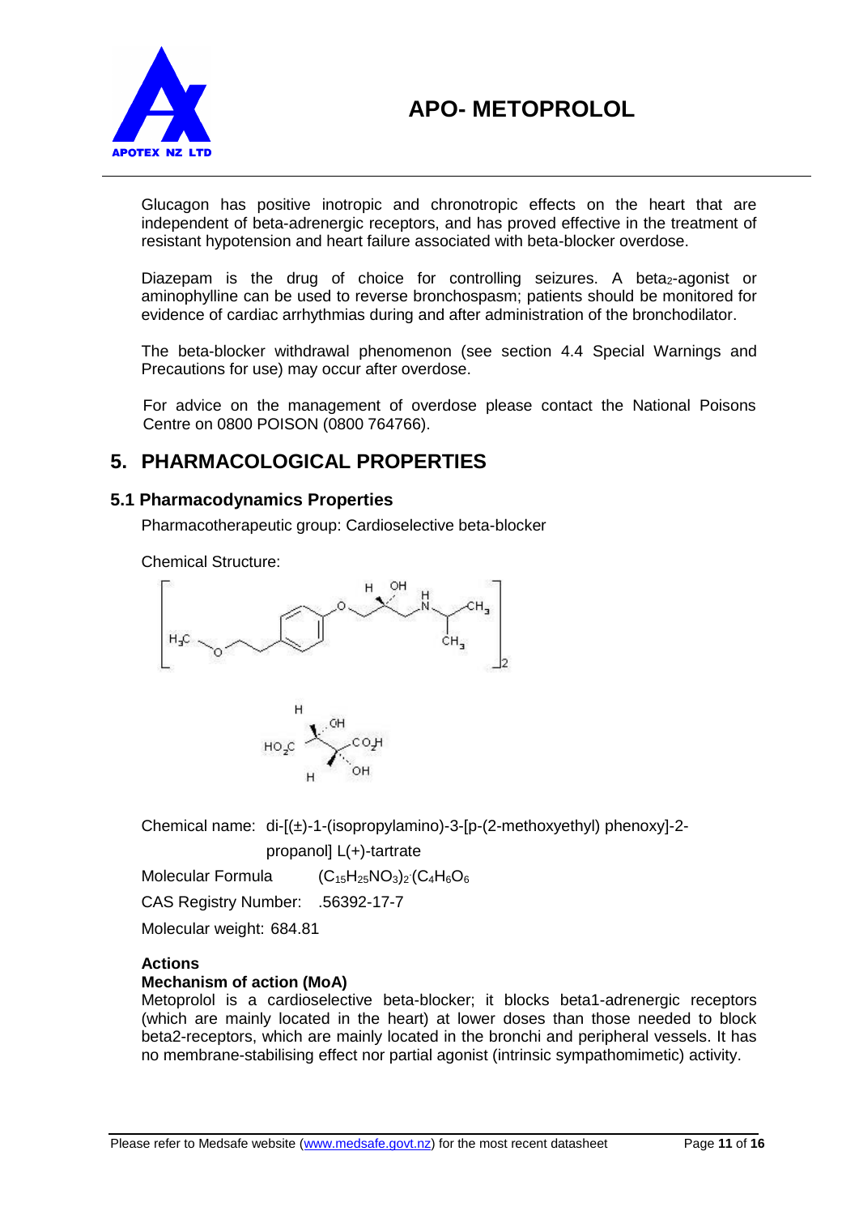Glucagon has positive inotropic and chronotropic effects on the heart that are independent of beta-adrenergic receptors, and has proved effective in the treatment of resistant hypotension and heart failure associated with beta-blocker overdose.

Diazepam is the drug of choice for controlling seizures. A beta$_2$-agonist or aminophylline can be used to reverse bronchospasm; patients should be monitored for evidence of cardiac arrhythmias during and after administration of the bronchodilator.

The beta-blocker withdrawal phenomenon (see section 4.4 Special Warnings and Precautions for use) may occur after overdose.

For advice on the management of overdose please contact the National Poisons Centre on 0800 POISON (0800 764766).

## 5. PHARMACOLOGICAL PROPERTIES

### 5.1 Pharmacodynamics Properties

Pharmacotherapeutic group: Cardioselective beta-blocker

Chemical Structure:

Chemical name: di-[(±)-1-(isopropylamino)-3-[p-(2-methoxyethyl) phenoxy]-2-propanol] L(+)-tartrate

Molecular Formula $(C_{15}H_{25}NO_3)_2 \cdot (C_4H_6O_6$

CAS Registry Number: .56392-17-7

Molecular weight: 684.81

**Actions**

**Mechanism of action (MoA)**

Metoprolol is a cardioselective beta-blocker; it blocks beta1-adrenergic receptors (which are mainly located in the heart) at lower doses than those needed to block beta2-receptors, which are mainly located in the bronchi and peripheral vessels. It has no membrane-stabilising effect nor partial agonist (intrinsic sympathomimetic) activity.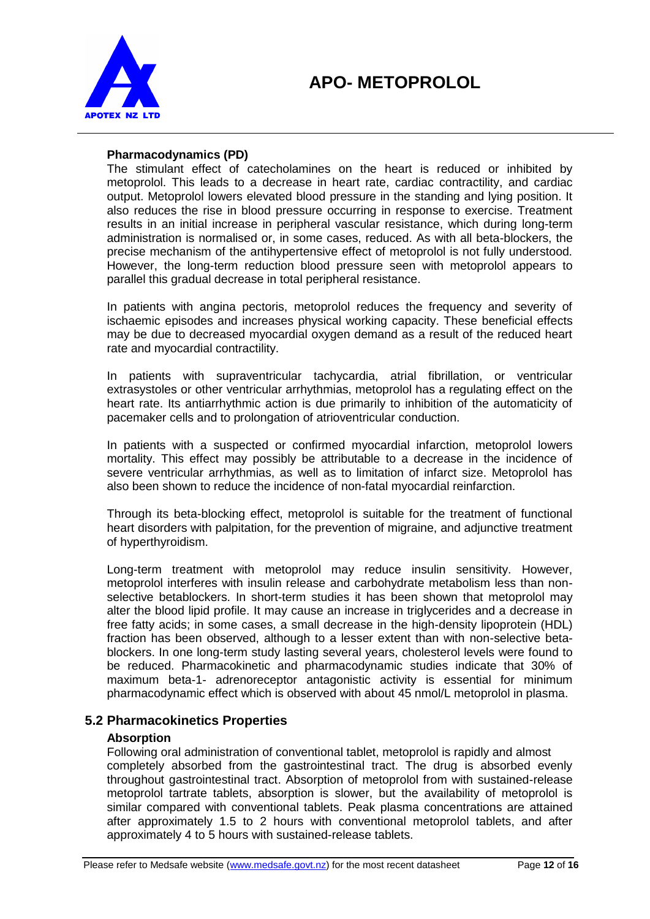### Pharmacodynamics (PD)

The stimulant effect of catecholamines on the heart is reduced or inhibited by metoprolol. This leads to a decrease in heart rate, cardiac contractility, and cardiac output. Metoprolol lowers elevated blood pressure in the standing and lying position. It also reduces the rise in blood pressure occurring in response to exercise. Treatment results in an initial increase in peripheral vascular resistance, which during long-term administration is normalised or, in some cases, reduced. As with all beta-blockers, the precise mechanism of the antihypertensive effect of metoprolol is not fully understood. However, the long-term reduction blood pressure seen with metoprolol appears to parallel this gradual decrease in total peripheral resistance.

In patients with angina pectoris, metoprolol reduces the frequency and severity of ischaemic episodes and increases physical working capacity. These beneficial effects may be due to decreased myocardial oxygen demand as a result of the reduced heart rate and myocardial contractility.

In patients with supraventricular tachycardia, atrial fibrillation, or ventricular extrasystoles or other ventricular arrhythmias, metoprolol has a regulating effect on the heart rate. Its antiarrhythmic action is due primarily to inhibition of the automaticity of pacemaker cells and to prolongation of atrioventricular conduction.

In patients with a suspected or confirmed myocardial infarction, metoprolol lowers mortality. This effect may possibly be attributable to a decrease in the incidence of severe ventricular arrhythmias, as well as to limitation of infarct size. Metoprolol has also been shown to reduce the incidence of non-fatal myocardial reinfarction.

Through its beta-blocking effect, metoprolol is suitable for the treatment of functional heart disorders with palpitation, for the prevention of migraine, and adjunctive treatment of hyperthyroidism.

Long-term treatment with metoprolol may reduce insulin sensitivity. However, metoprolol interferes with insulin release and carbohydrate metabolism less than non-selective betablockers. In short-term studies it has been shown that metoprolol may alter the blood lipid profile. It may cause an increase in triglycerides and a decrease in free fatty acids; in some cases, a small decrease in the high-density lipoprotein (HDL) fraction has been observed, although to a lesser extent than with non-selective beta-blockers. In one long-term study lasting several years, cholesterol levels were found to be reduced. Pharmacokinetic and pharmacodynamic studies indicate that 30% of maximum beta-1- adrenoreceptor antagonistic activity is essential for minimum pharmacodynamic effect which is observed with about 45 nmol/L metoprolol in plasma.

## 5.2 Pharmacokinetics Properties

### Absorption

Following oral administration of conventional tablet, metoprolol is rapidly and almost completely absorbed from the gastrointestinal tract. The drug is absorbed evenly throughout gastrointestinal tract. Absorption of metoprolol from with sustained-release metoprolol tartrate tablets, absorption is slower, but the availability of metoprolol is similar compared with conventional tablets. Peak plasma concentrations are attained after approximately 1.5 to 2 hours with conventional metoprolol tablets, and after approximately 4 to 5 hours with sustained-release tablets.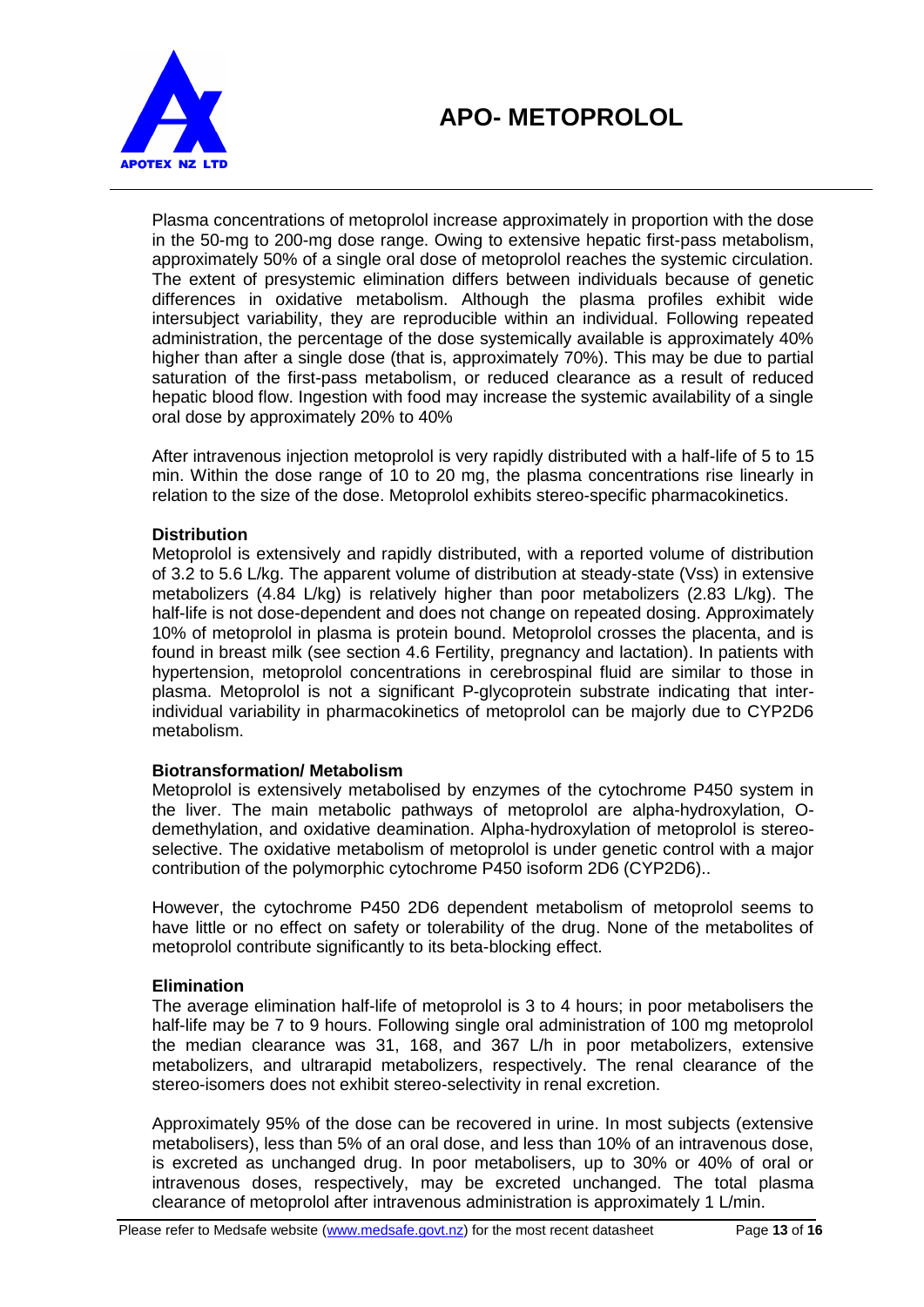Plasma concentrations of metoprolol increase approximately in proportion with the dose in the 50-mg to 200-mg dose range. Owing to extensive hepatic first-pass metabolism, approximately 50% of a single oral dose of metoprolol reaches the systemic circulation. The extent of presystemic elimination differs between individuals because of genetic differences in oxidative metabolism. Although the plasma profiles exhibit wide intersubject variability, they are reproducible within an individual. Following repeated administration, the percentage of the dose systemically available is approximately 40% higher than after a single dose (that is, approximately 70%). This may be due to partial saturation of the first-pass metabolism, or reduced clearance as a result of reduced hepatic blood flow. Ingestion with food may increase the systemic availability of a single oral dose by approximately 20% to 40%

After intravenous injection metoprolol is very rapidly distributed with a half-life of 5 to 15 min. Within the dose range of 10 to 20 mg, the plasma concentrations rise linearly in relation to the size of the dose. Metoprolol exhibits stereo-specific pharmacokinetics.

**Distribution**

Metoprolol is extensively and rapidly distributed, with a reported volume of distribution of 3.2 to 5.6 L/kg. The apparent volume of distribution at steady-state (Vss) in extensive metabolizers (4.84 L/kg) is relatively higher than poor metabolizers (2.83 L/kg). The half-life is not dose-dependent and does not change on repeated dosing. Approximately 10% of metoprolol in plasma is protein bound. Metoprolol crosses the placenta, and is found in breast milk (see section 4.6 Fertility, pregnancy and lactation). In patients with hypertension, metoprolol concentrations in cerebrospinal fluid are similar to those in plasma. Metoprolol is not a significant P-glycoprotein substrate indicating that inter-individual variability in pharmacokinetics of metoprolol can be majorly due to CYP2D6 metabolism.

**Biotransformation/ Metabolism**

Metoprolol is extensively metabolised by enzymes of the cytochrome P450 system in the liver. The main metabolic pathways of metoprolol are alpha-hydroxylation, O-demethylation, and oxidative deamination. Alpha-hydroxylation of metoprolol is stereo-selective. The oxidative metabolism of metoprolol is under genetic control with a major contribution of the polymorphic cytochrome P450 isoform 2D6 (CYP2D6)..

However, the cytochrome P450 2D6 dependent metabolism of metoprolol seems to have little or no effect on safety or tolerability of the drug. None of the metabolites of metoprolol contribute significantly to its beta-blocking effect.

**Elimination**

The average elimination half-life of metoprolol is 3 to 4 hours; in poor metabolisers the half-life may be 7 to 9 hours. Following single oral administration of 100 mg metoprolol the median clearance was 31, 168, and 367 L/h in poor metabolizers, extensive metabolizers, and ultrarapid metabolizers, respectively. The renal clearance of the stereo-isomers does not exhibit stereo-selectivity in renal excretion.

Approximately 95% of the dose can be recovered in urine. In most subjects (extensive metabolisers), less than 5% of an oral dose, and less than 10% of an intravenous dose, is excreted as unchanged drug. In poor metabolisers, up to 30% or 40% of oral or intravenous doses, respectively, may be excreted unchanged. The total plasma clearance of metoprolol after intravenous administration is approximately 1 L/min.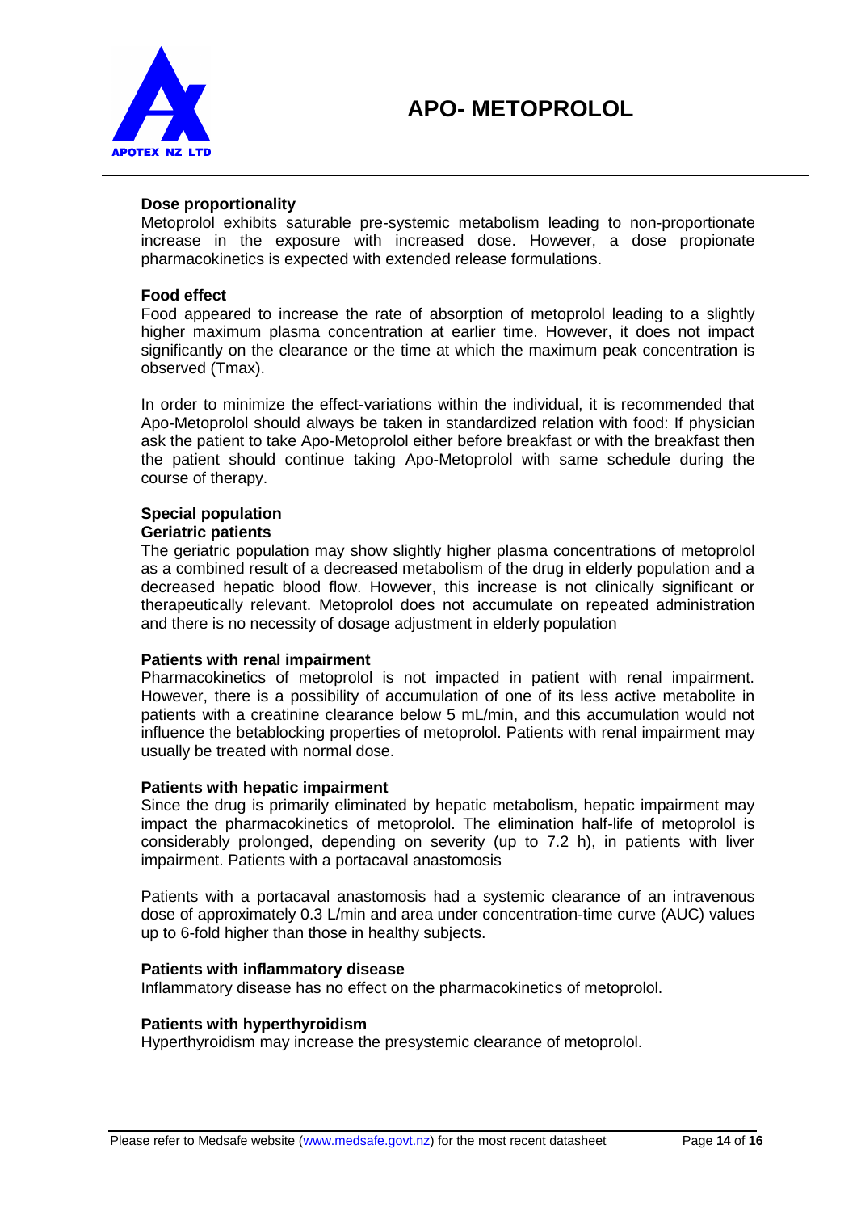**Dose proportionality**

Metoprolol exhibits saturable pre-systemic metabolism leading to non-proportionate increase in the exposure with increased dose. However, a dose propionate pharmacokinetics is expected with extended release formulations.

**Food effect**

Food appeared to increase the rate of absorption of metoprolol leading to a slightly higher maximum plasma concentration at earlier time. However, it does not impact significantly on the clearance or the time at which the maximum peak concentration is observed (Tmax).

In order to minimize the effect-variations within the individual, it is recommended that Apo-Metoprolol should always be taken in standardized relation with food: If physician ask the patient to take Apo-Metoprolol either before breakfast or with the breakfast then the patient should continue taking Apo-Metoprolol with same schedule during the course of therapy.

**Special population**

**Geriatric patients**

The geriatric population may show slightly higher plasma concentrations of metoprolol as a combined result of a decreased metabolism of the drug in elderly population and a decreased hepatic blood flow. However, this increase is not clinically significant or therapeutically relevant. Metoprolol does not accumulate on repeated administration and there is no necessity of dosage adjustment in elderly population

**Patients with renal impairment**

Pharmacokinetics of metoprolol is not impacted in patient with renal impairment. However, there is a possibility of accumulation of one of its less active metabolite in patients with a creatinine clearance below 5 mL/min, and this accumulation would not influence the betablocking properties of metoprolol. Patients with renal impairment may usually be treated with normal dose.

**Patients with hepatic impairment**

Since the drug is primarily eliminated by hepatic metabolism, hepatic impairment may impact the pharmacokinetics of metoprolol. The elimination half-life of metoprolol is considerably prolonged, depending on severity (up to 7.2 h), in patients with liver impairment. Patients with a portacaval anastomosis

Patients with a portacaval anastomosis had a systemic clearance of an intravenous dose of approximately 0.3 L/min and area under concentration-time curve (AUC) values up to 6-fold higher than those in healthy subjects.

**Patients with inflammatory disease**

Inflammatory disease has no effect on the pharmacokinetics of metoprolol.

**Patients with hyperthyroidism**

Hyperthyroidism may increase the presystemic clearance of metoprolol.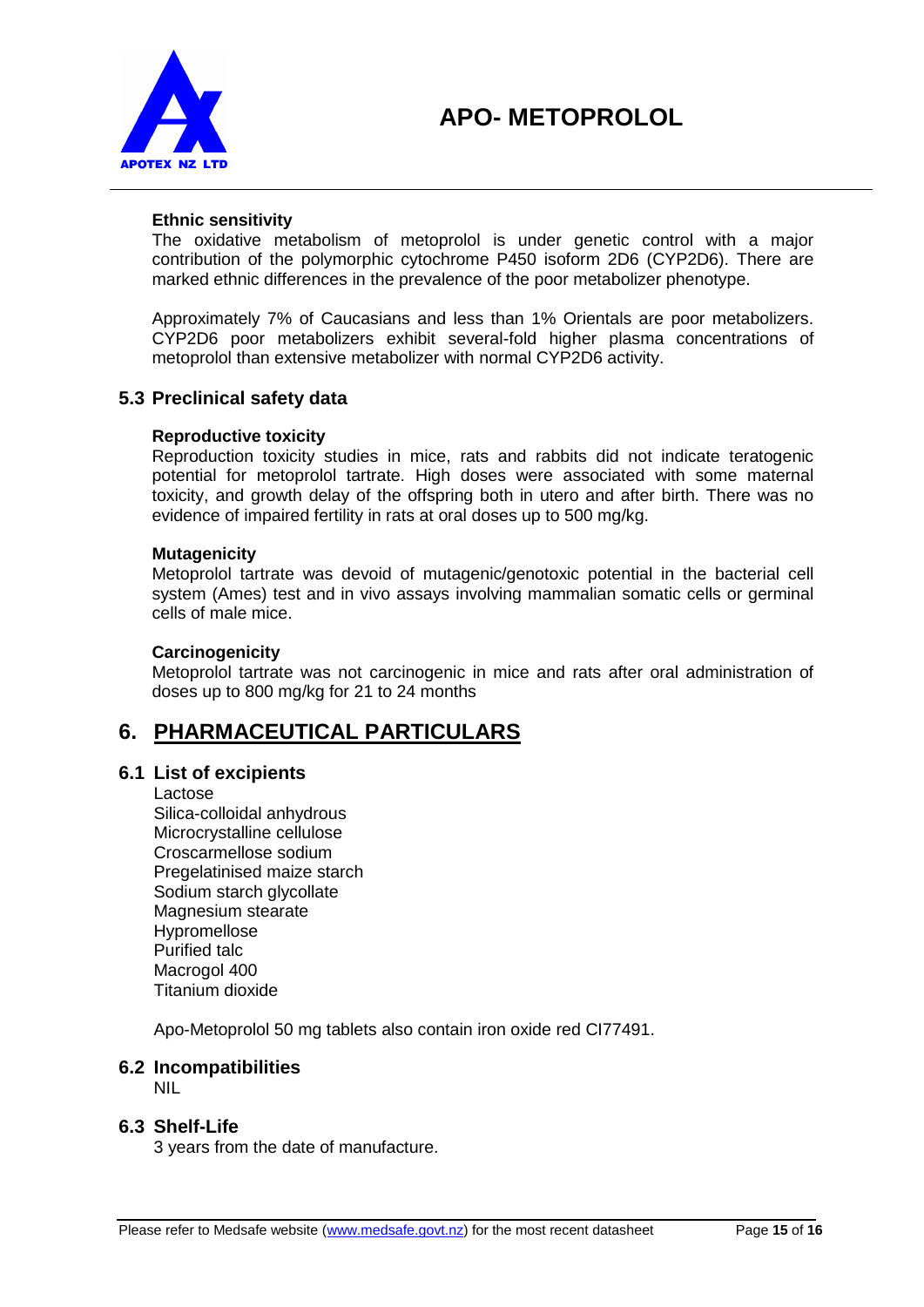#### Ethnic sensitivity

The oxidative metabolism of metoprolol is under genetic control with a major contribution of the polymorphic cytochrome P450 isoform 2D6 (CYP2D6). There are marked ethnic differences in the prevalence of the poor metabolizer phenotype.

Approximately 7% of Caucasians and less than 1% Orientals are poor metabolizers. CYP2D6 poor metabolizers exhibit several-fold higher plasma concentrations of metoprolol than extensive metabolizer with normal CYP2D6 activity.

### 5.3 Preclinical safety data

#### Reproductive toxicity

Reproduction toxicity studies in mice, rats and rabbits did not indicate teratogenic potential for metoprolol tartrate. High doses were associated with some maternal toxicity, and growth delay of the offspring both in utero and after birth. There was no evidence of impaired fertility in rats at oral doses up to 500 mg/kg.

#### Mutagenicity

Metoprolol tartrate was devoid of mutagenic/genotoxic potential in the bacterial cell system (Ames) test and in vivo assays involving mammalian somatic cells or germinal cells of male mice.

#### Carcinogenicity

Metoprolol tartrate was not carcinogenic in mice and rats after oral administration of doses up to 800 mg/kg for 21 to 24 months

## 6. PHARMACEUTICAL PARTICULARS

### 6.1 List of excipients

Lactose
Silica-colloidal anhydrous
Microcrystalline cellulose
Croscarmellose sodium
Pregelatinised maize starch
Sodium starch glycollate
Magnesium stearate
Hypromellose
Purified talc
Macrogol 400
Titanium dioxide

Apo-Metoprolol 50 mg tablets also contain iron oxide red CI77491.

### 6.2 Incompatibilities

NIL

### 6.3 Shelf-Life

3 years from the date of manufacture.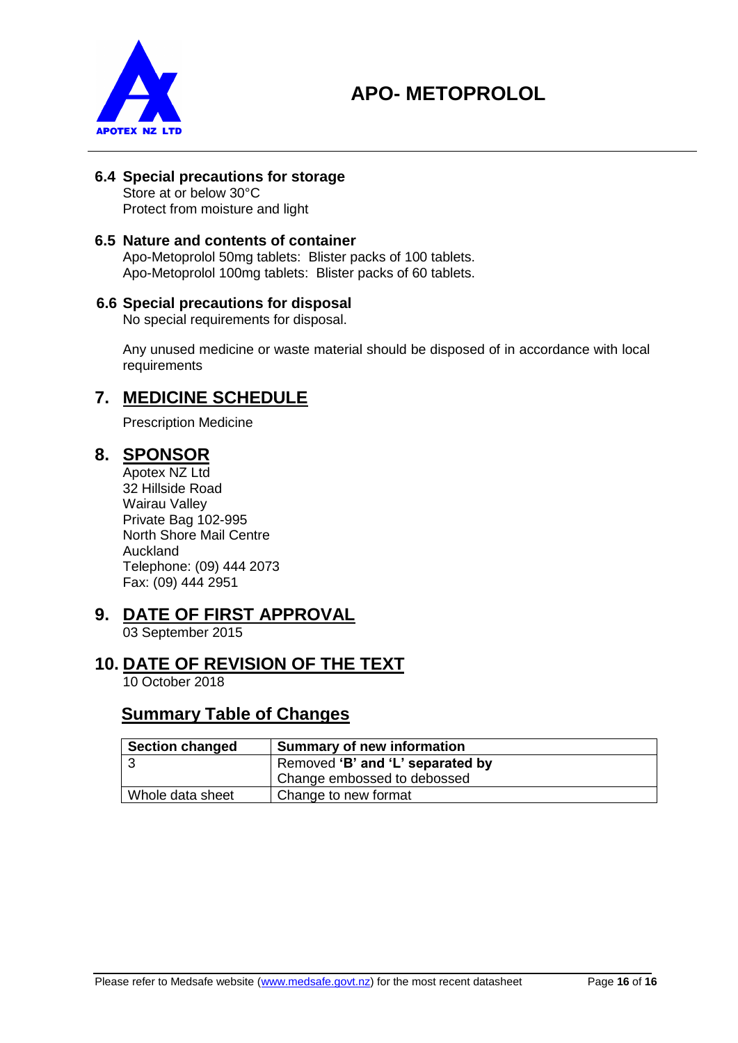### 6.4 Special precautions for storage

Store at or below 30°C
Protect from moisture and light

### 6.5 Nature and contents of container

Apo-Metoprolol 50mg tablets: Blister packs of 100 tablets.
Apo-Metoprolol 100mg tablets: Blister packs of 60 tablets.

### 6.6 Special precautions for disposal

No special requirements for disposal.

Any unused medicine or waste material should be disposed of in accordance with local requirements

## 7. MEDICINE SCHEDULE

Prescription Medicine

## 8. SPONSOR

Apotex NZ Ltd
32 Hillside Road
Wairau Valley
Private Bag 102-995
North Shore Mail Centre
Auckland
Telephone: (09) 444 2073
Fax: (09) 444 2951

## 9. DATE OF FIRST APPROVAL

03 September 2015

## 10. DATE OF REVISION OF THE TEXT

10 October 2018

## Summary Table of Changes

| Section changed | Summary of new information |
|---|---|
| 3 | Removed **'B' and 'L' separated by** Change embossed to debossed |
| Whole data sheet | Change to new format |